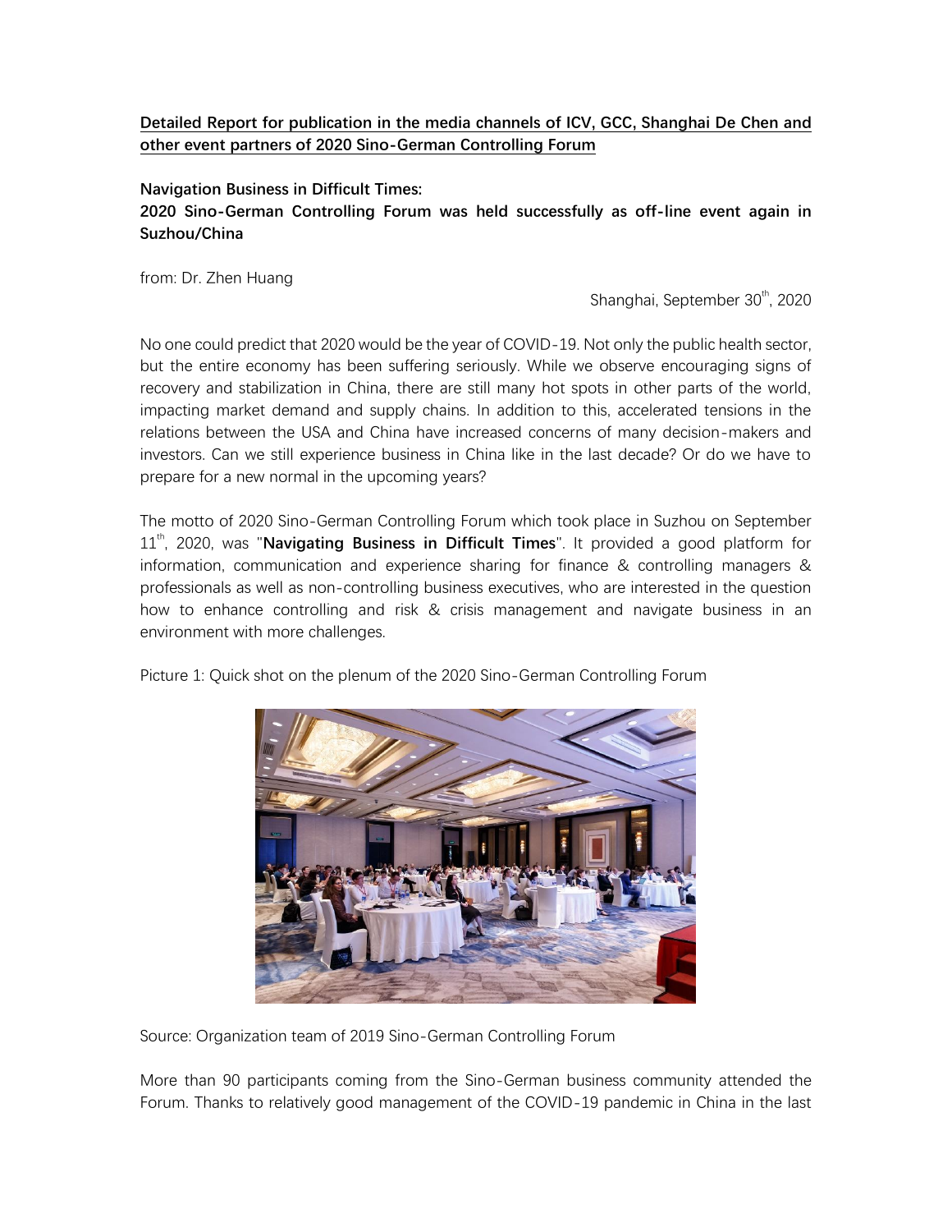**Detailed Report for publication in the media channels of ICV, GCC, Shanghai De Chen and other event partners of 2020 Sino-German Controlling Forum**

**Navigation Business in Difficult Times:**
**2020 Sino-German Controlling Forum was held successfully as off-line event again in Suzhou/China**

from: Dr. Zhen Huang

Shanghai, September 30th, 2020

No one could predict that 2020 would be the year of COVID-19. Not only the public health sector, but the entire economy has been suffering seriously. While we observe encouraging signs of recovery and stabilization in China, there are still many hot spots in other parts of the world, impacting market demand and supply chains. In addition to this, accelerated tensions in the relations between the USA and China have increased concerns of many decision-makers and investors. Can we still experience business in China like in the last decade? Or do we have to prepare for a new normal in the upcoming years?

The motto of 2020 Sino-German Controlling Forum which took place in Suzhou on September 11th, 2020, was "**Navigating Business in Difficult Times**". It provided a good platform for information, communication and experience sharing for finance & controlling managers & professionals as well as non-controlling business executives, who are interested in the question how to enhance controlling and risk & crisis management and navigate business in an environment with more challenges.

Picture 1: Quick shot on the plenum of the 2020 Sino-German Controlling Forum

Source: Organization team of 2019 Sino-German Controlling Forum

More than 90 participants coming from the Sino-German business community attended the Forum. Thanks to relatively good management of the COVID-19 pandemic in China in the last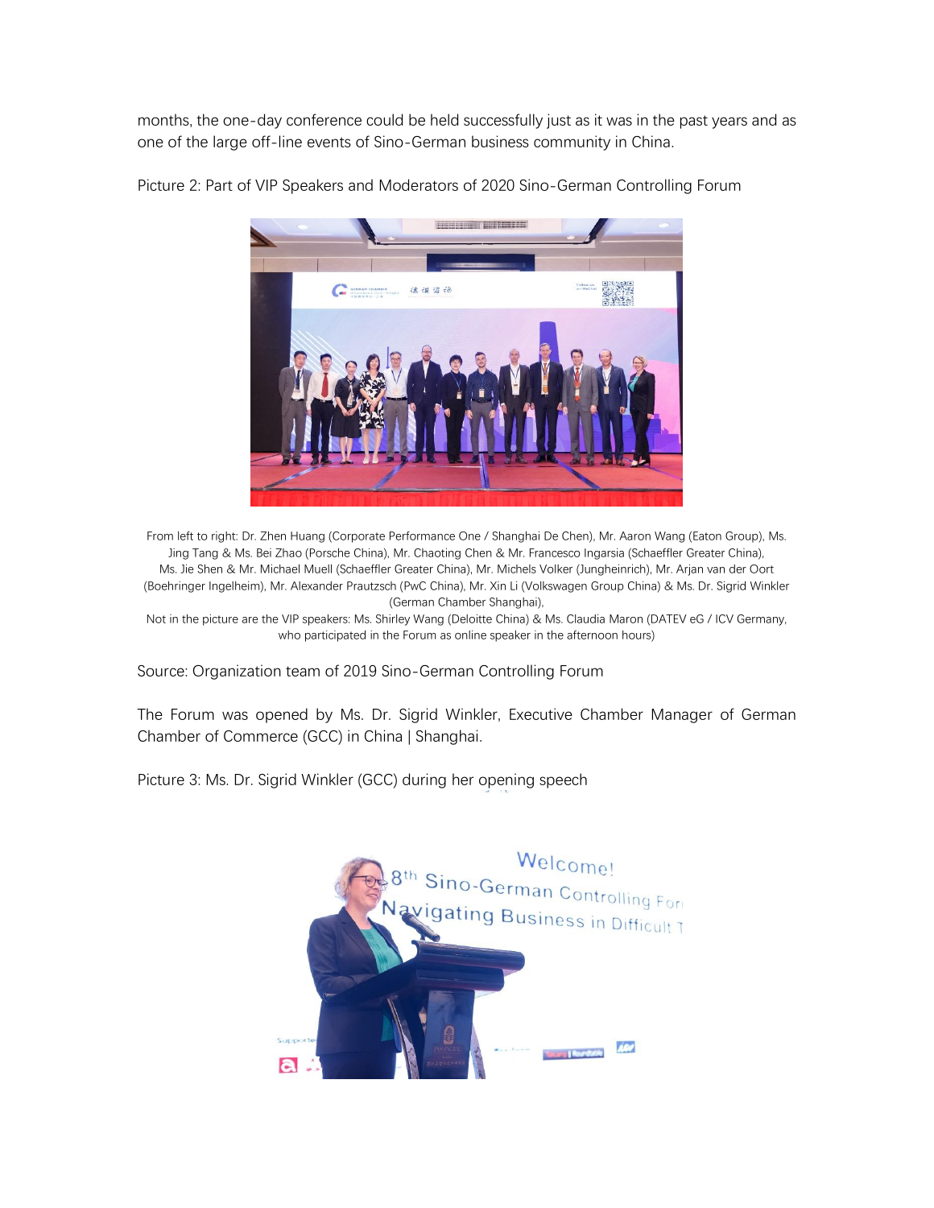months, the one-day conference could be held successfully just as it was in the past years and as one of the large off-line events of Sino-German business community in China.

Picture 2: Part of VIP Speakers and Moderators of 2020 Sino-German Controlling Forum

From left to right: Dr. Zhen Huang (Corporate Performance One / Shanghai De Chen), Mr. Aaron Wang (Eaton Group), Ms. Jing Tang & Ms. Bei Zhao (Porsche China), Mr. Chaoting Chen & Mr. Francesco Ingarsia (Schaeffler Greater China), Ms. Jie Shen & Mr. Michael Muell (Schaeffler Greater China), Mr. Michels Volker (Jungheinrich), Mr. Arjan van der Oort (Boehringer Ingelheim), Mr. Alexander Prautzsch (PwC China), Mr. Xin Li (Volkswagen Group China) & Ms. Dr. Sigrid Winkler (German Chamber Shanghai),
Not in the picture are the VIP speakers: Ms. Shirley Wang (Deloitte China) & Ms. Claudia Maron (DATEV eG / ICV Germany, who participated in the Forum as online speaker in the afternoon hours)

Source: Organization team of 2019 Sino-German Controlling Forum

The Forum was opened by Ms. Dr. Sigrid Winkler, Executive Chamber Manager of German Chamber of Commerce (GCC) in China | Shanghai.

Picture 3: Ms. Dr. Sigrid Winkler (GCC) during her opening speech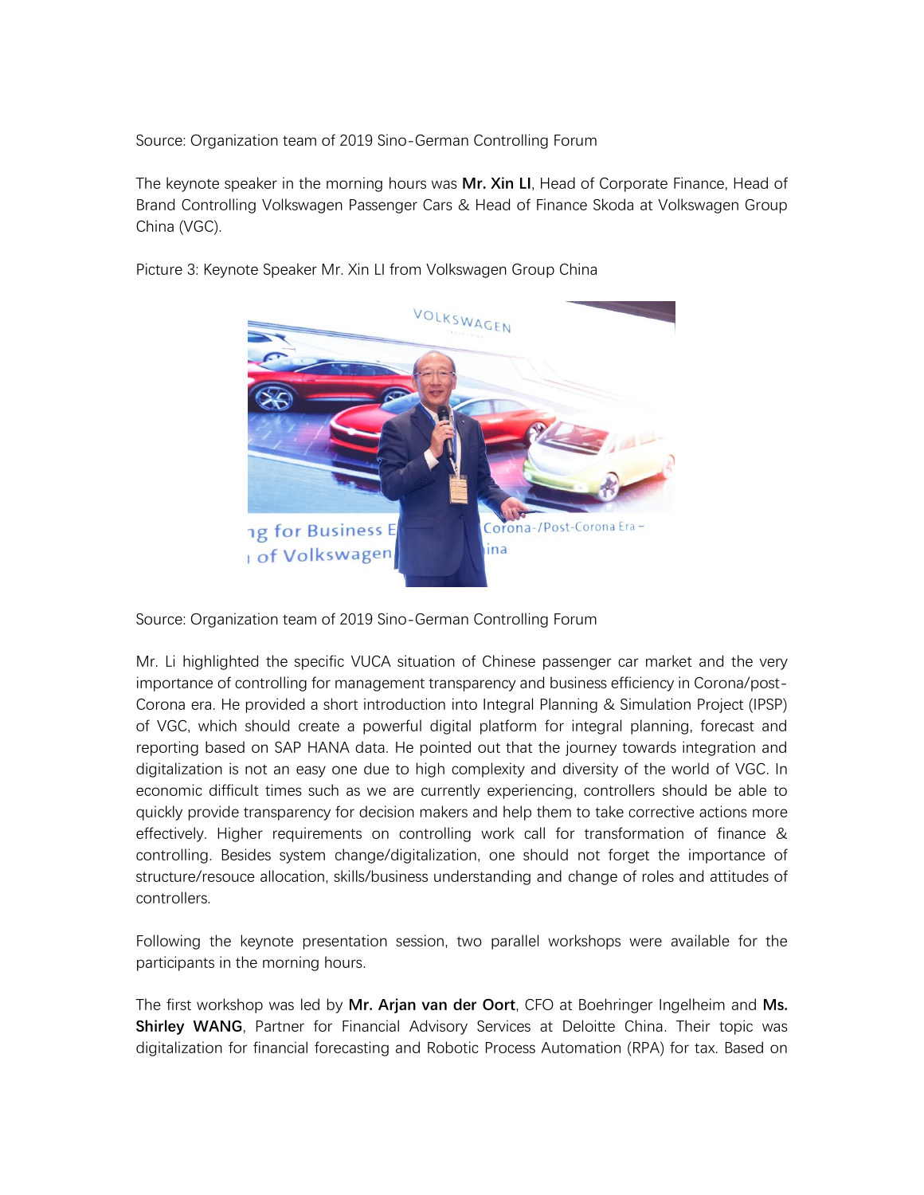Source: Organization team of 2019 Sino-German Controlling Forum

The keynote speaker in the morning hours was **Mr. Xin LI**, Head of Corporate Finance, Head of Brand Controlling Volkswagen Passenger Cars & Head of Finance Skoda at Volkswagen Group China (VGC).

Picture 3: Keynote Speaker Mr. Xin LI from Volkswagen Group China

Source: Organization team of 2019 Sino-German Controlling Forum

Mr. Li highlighted the specific VUCA situation of Chinese passenger car market and the very importance of controlling for management transparency and business efficiency in Corona/post-Corona era. He provided a short introduction into Integral Planning & Simulation Project (IPSP) of VGC, which should create a powerful digital platform for integral planning, forecast and reporting based on SAP HANA data. He pointed out that the journey towards integration and digitalization is not an easy one due to high complexity and diversity of the world of VGC. In economic difficult times such as we are currently experiencing, controllers should be able to quickly provide transparency for decision makers and help them to take corrective actions more effectively. Higher requirements on controlling work call for transformation of finance & controlling. Besides system change/digitalization, one should not forget the importance of structure/resouce allocation, skills/business understanding and change of roles and attitudes of controllers.

Following the keynote presentation session, two parallel workshops were available for the participants in the morning hours.

The first workshop was led by **Mr. Arjan van der Oort**, CFO at Boehringer Ingelheim and **Ms. Shirley WANG**, Partner for Financial Advisory Services at Deloitte China. Their topic was digitalization for financial forecasting and Robotic Process Automation (RPA) for tax. Based on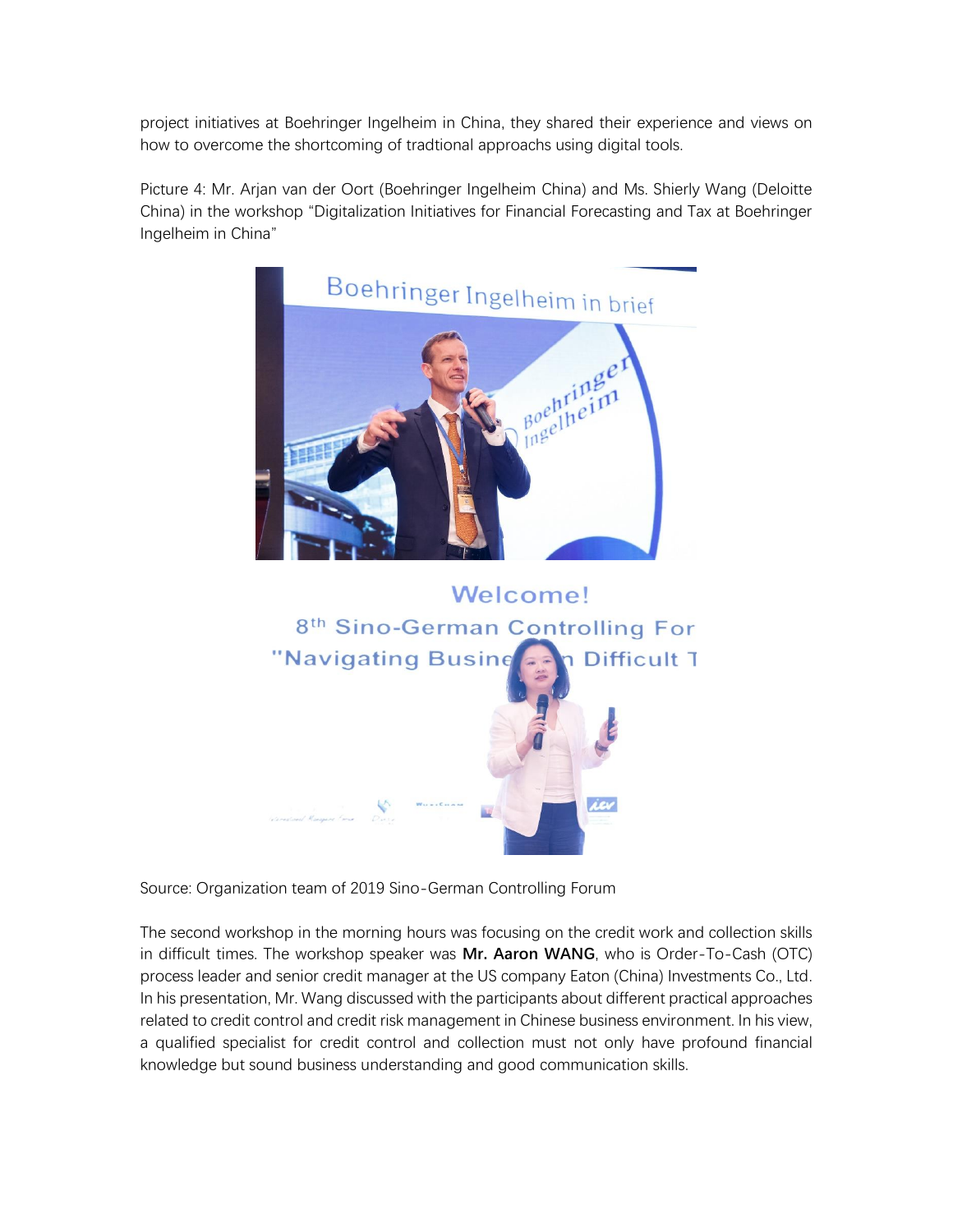project initiatives at Boehringer Ingelheim in China, they shared their experience and views on how to overcome the shortcoming of tradtional approachs using digital tools.

Picture 4: Mr. Arjan van der Oort (Boehringer Ingelheim China) and Ms. Shierly Wang (Deloitte China) in the workshop "Digitalization Initiatives for Financial Forecasting and Tax at Boehringer Ingelheim in China"

Source: Organization team of 2019 Sino-German Controlling Forum

The second workshop in the morning hours was focusing on the credit work and collection skills in difficult times. The workshop speaker was **Mr. Aaron WANG**, who is Order-To-Cash (OTC) process leader and senior credit manager at the US company Eaton (China) Investments Co., Ltd. In his presentation, Mr. Wang discussed with the participants about different practical approaches related to credit control and credit risk management in Chinese business environment. In his view, a qualified specialist for credit control and collection must not only have profound financial knowledge but sound business understanding and good communication skills.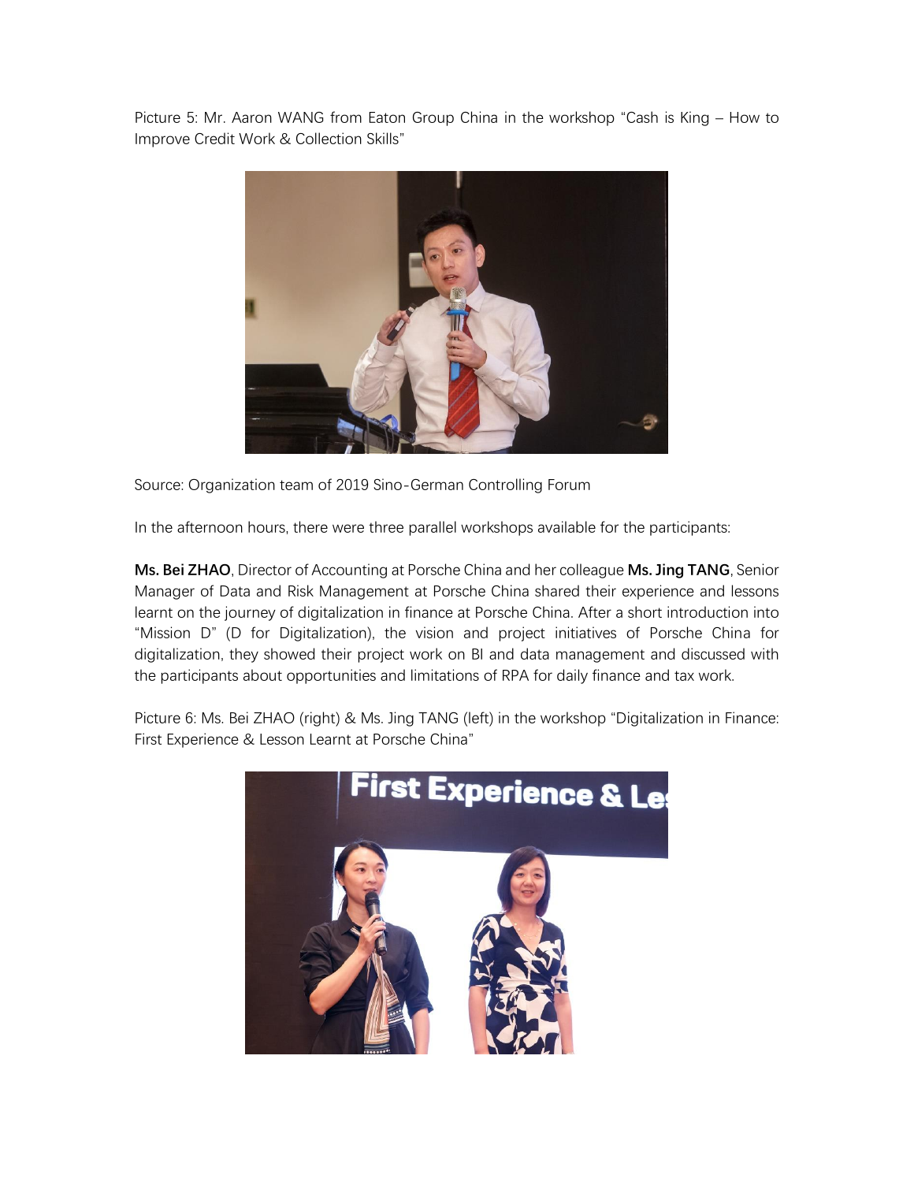Picture 5: Mr. Aaron WANG from Eaton Group China in the workshop "Cash is King – How to Improve Credit Work & Collection Skills"

Source: Organization team of 2019 Sino-German Controlling Forum

In the afternoon hours, there were three parallel workshops available for the participants:

**Ms. Bei ZHAO**, Director of Accounting at Porsche China and her colleague **Ms. Jing TANG**, Senior Manager of Data and Risk Management at Porsche China shared their experience and lessons learnt on the journey of digitalization in finance at Porsche China. After a short introduction into "Mission D" (D for Digitalization), the vision and project initiatives of Porsche China for digitalization, they showed their project work on BI and data management and discussed with the participants about opportunities and limitations of RPA for daily finance and tax work.

Picture 6: Ms. Bei ZHAO (right) & Ms. Jing TANG (left) in the workshop "Digitalization in Finance: First Experience & Lesson Learnt at Porsche China"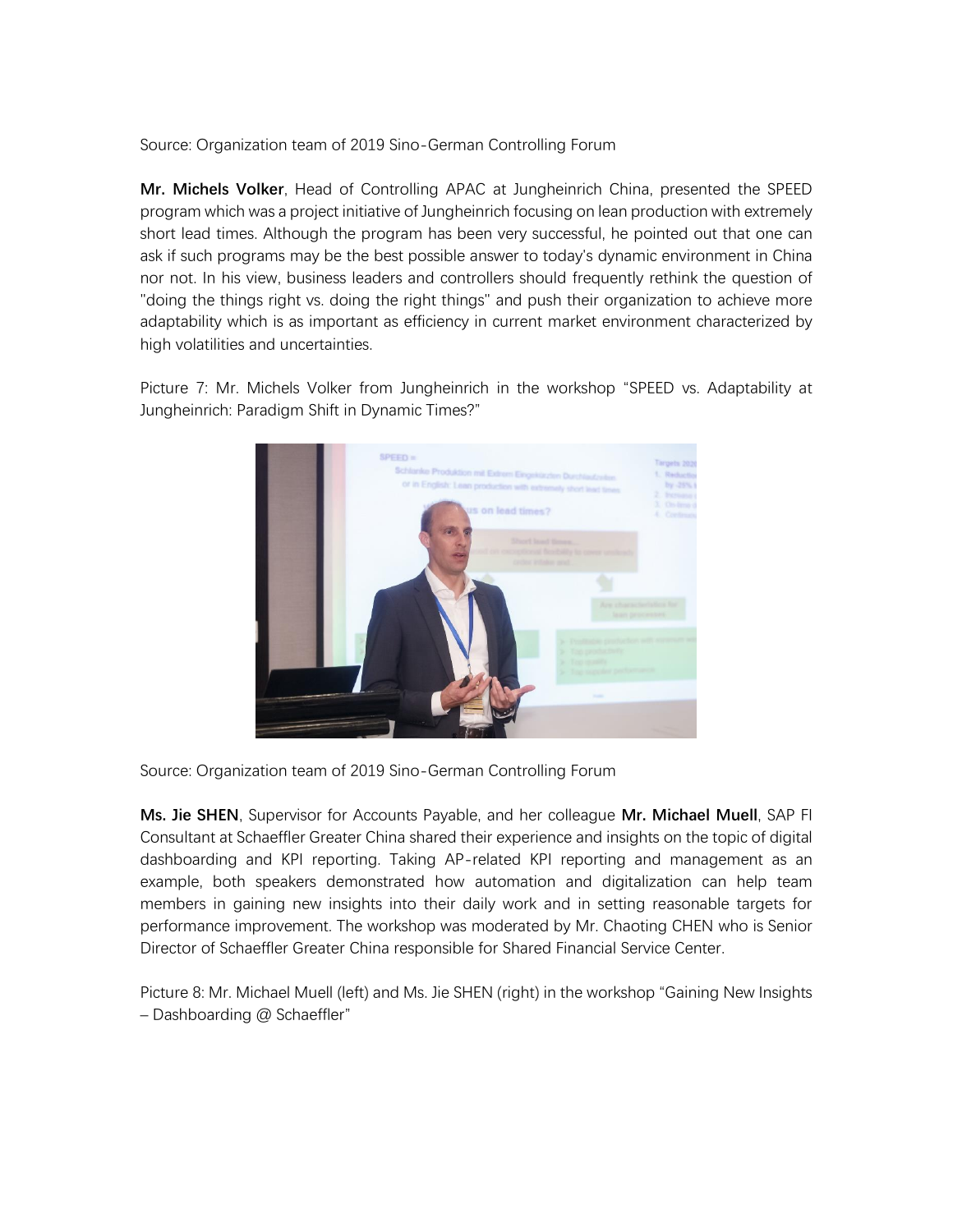Source: Organization team of 2019 Sino-German Controlling Forum

**Mr. Michels Volker**, Head of Controlling APAC at Jungheinrich China, presented the SPEED program which was a project initiative of Jungheinrich focusing on lean production with extremely short lead times. Although the program has been very successful, he pointed out that one can ask if such programs may be the best possible answer to today's dynamic environment in China nor not. In his view, business leaders and controllers should frequently rethink the question of "doing the things right vs. doing the right things" and push their organization to achieve more adaptability which is as important as efficiency in current market environment characterized by high volatilities and uncertainties.

Picture 7: Mr. Michels Volker from Jungheinrich in the workshop "SPEED vs. Adaptability at Jungheinrich: Paradigm Shift in Dynamic Times?"

Source: Organization team of 2019 Sino-German Controlling Forum

**Ms. Jie SHEN**, Supervisor for Accounts Payable, and her colleague **Mr. Michael Muell**, SAP FI Consultant at Schaeffler Greater China shared their experience and insights on the topic of digital dashboarding and KPI reporting. Taking AP-related KPI reporting and management as an example, both speakers demonstrated how automation and digitalization can help team members in gaining new insights into their daily work and in setting reasonable targets for performance improvement. The workshop was moderated by Mr. Chaoting CHEN who is Senior Director of Schaeffler Greater China responsible for Shared Financial Service Center.

Picture 8: Mr. Michael Muell (left) and Ms. Jie SHEN (right) in the workshop "Gaining New Insights – Dashboarding @ Schaeffler"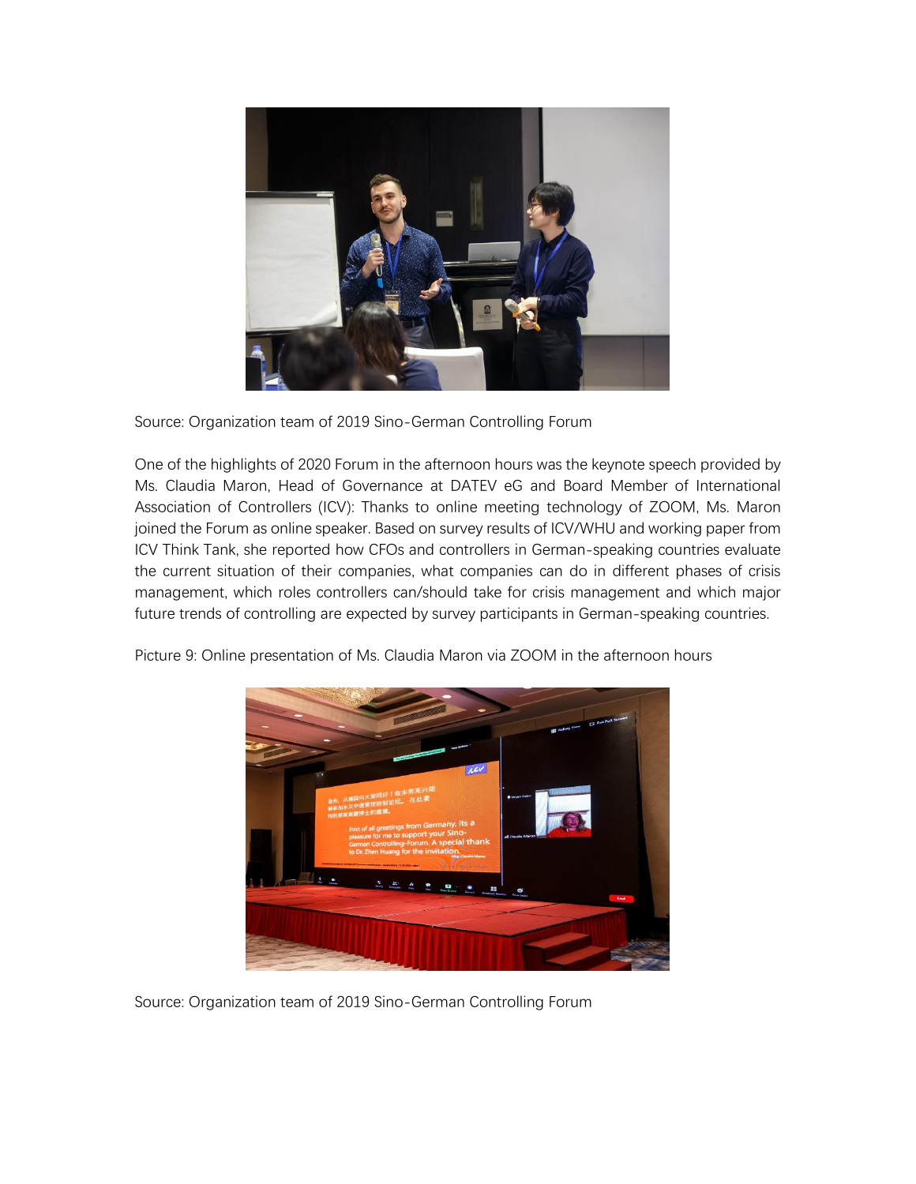Source: Organization team of 2019 Sino-German Controlling Forum

One of the highlights of 2020 Forum in the afternoon hours was the keynote speech provided by Ms. Claudia Maron, Head of Governance at DATEV eG and Board Member of International Association of Controllers (ICV): Thanks to online meeting technology of ZOOM, Ms. Maron joined the Forum as online speaker. Based on survey results of ICV/WHU and working paper from ICV Think Tank, she reported how CFOs and controllers in German-speaking countries evaluate the current situation of their companies, what companies can do in different phases of crisis management, which roles controllers can/should take for crisis management and which major future trends of controlling are expected by survey participants in German-speaking countries.

Picture 9: Online presentation of Ms. Claudia Maron via ZOOM in the afternoon hours

Source: Organization team of 2019 Sino-German Controlling Forum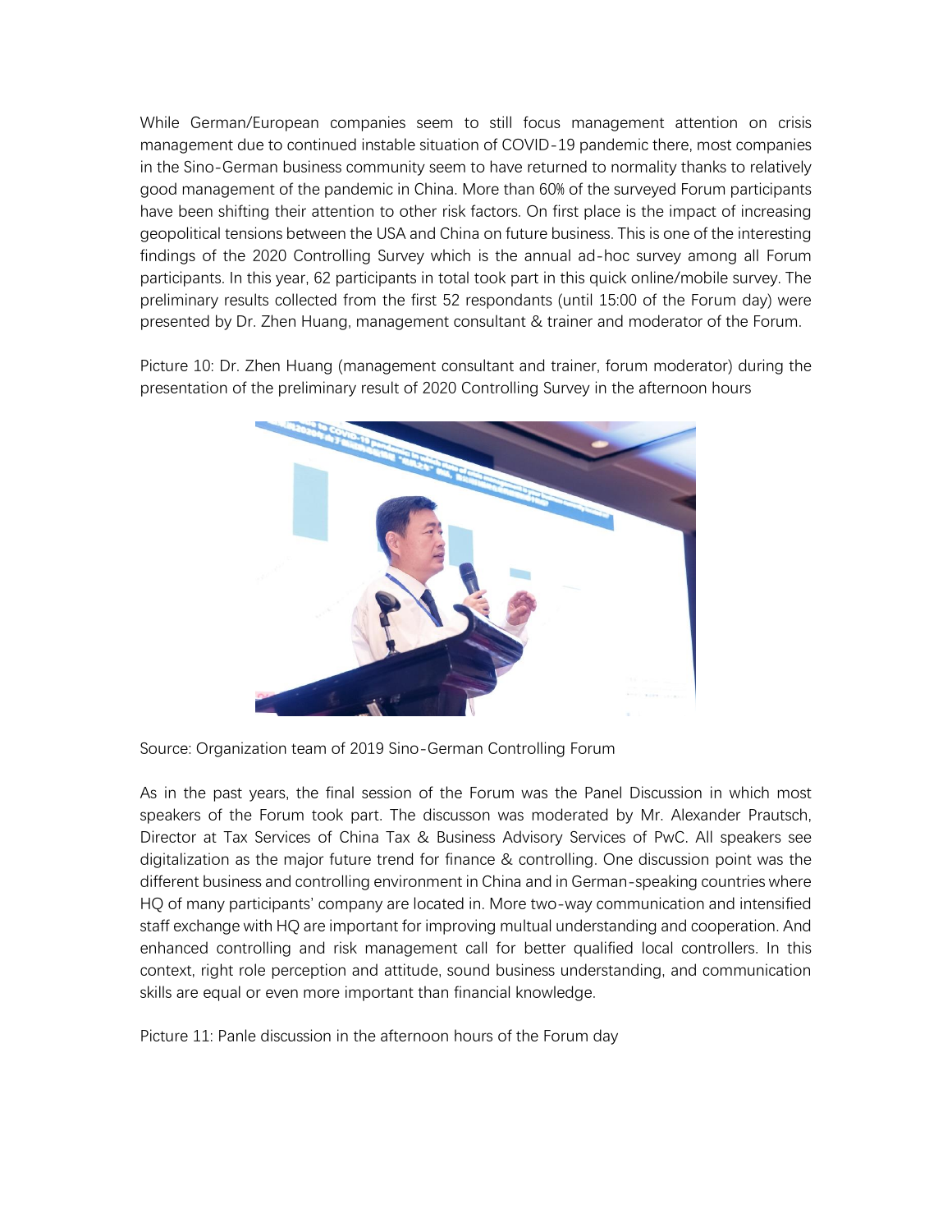While German/European companies seem to still focus management attention on crisis management due to continued instable situation of COVID-19 pandemic there, most companies in the Sino-German business community seem to have returned to normality thanks to relatively good management of the pandemic in China. More than 60% of the surveyed Forum participants have been shifting their attention to other risk factors. On first place is the impact of increasing geopolitical tensions between the USA and China on future business. This is one of the interesting findings of the 2020 Controlling Survey which is the annual ad-hoc survey among all Forum participants. In this year, 62 participants in total took part in this quick online/mobile survey. The preliminary results collected from the first 52 respondants (until 15:00 of the Forum day) were presented by Dr. Zhen Huang, management consultant & trainer and moderator of the Forum.

Picture 10: Dr. Zhen Huang (management consultant and trainer, forum moderator) during the presentation of the preliminary result of 2020 Controlling Survey in the afternoon hours

Source: Organization team of 2019 Sino-German Controlling Forum

As in the past years, the final session of the Forum was the Panel Discussion in which most speakers of the Forum took part. The discusson was moderated by Mr. Alexander Prautsch, Director at Tax Services of China Tax & Business Advisory Services of PwC. All speakers see digitalization as the major future trend for finance & controlling. One discussion point was the different business and controlling environment in China and in German-speaking countries where HQ of many participants' company are located in. More two-way communication and intensified staff exchange with HQ are important for improving multual understanding and cooperation. And enhanced controlling and risk management call for better qualified local controllers. In this context, right role perception and attitude, sound business understanding, and communication skills are equal or even more important than financial knowledge.

Picture 11: Panle discussion in the afternoon hours of the Forum day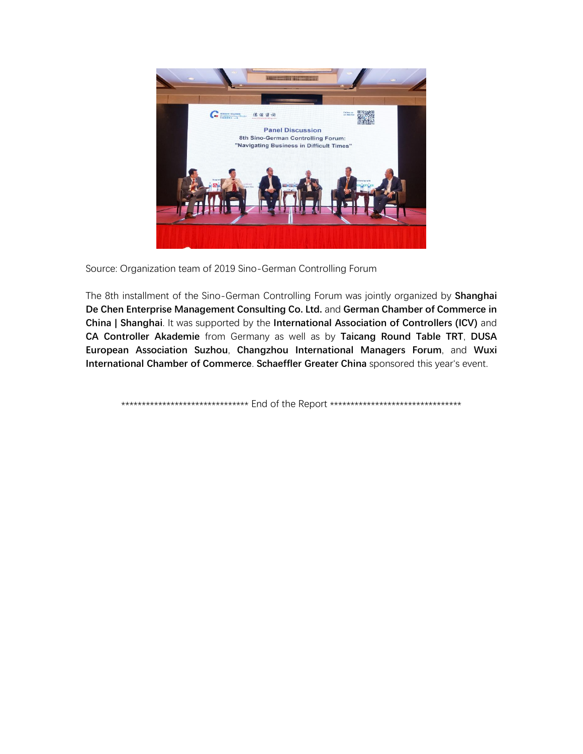Source: Organization team of 2019 Sino-German Controlling Forum

The 8th installment of the Sino-German Controlling Forum was jointly organized by **Shanghai De Chen Enterprise Management Consulting Co. Ltd.** and **German Chamber of Commerce in China | Shanghai**. It was supported by the **International Association of Controllers (ICV)** and **CA Controller Akademie** from Germany as well as by **Taicang Round Table TRT**, **DUSA European Association Suzhou**, **Changzhou International Managers Forum**, and **Wuxi International Chamber of Commerce**. **Schaeffler Greater China** sponsored this year's event.

******************************** End of the Report *********************************